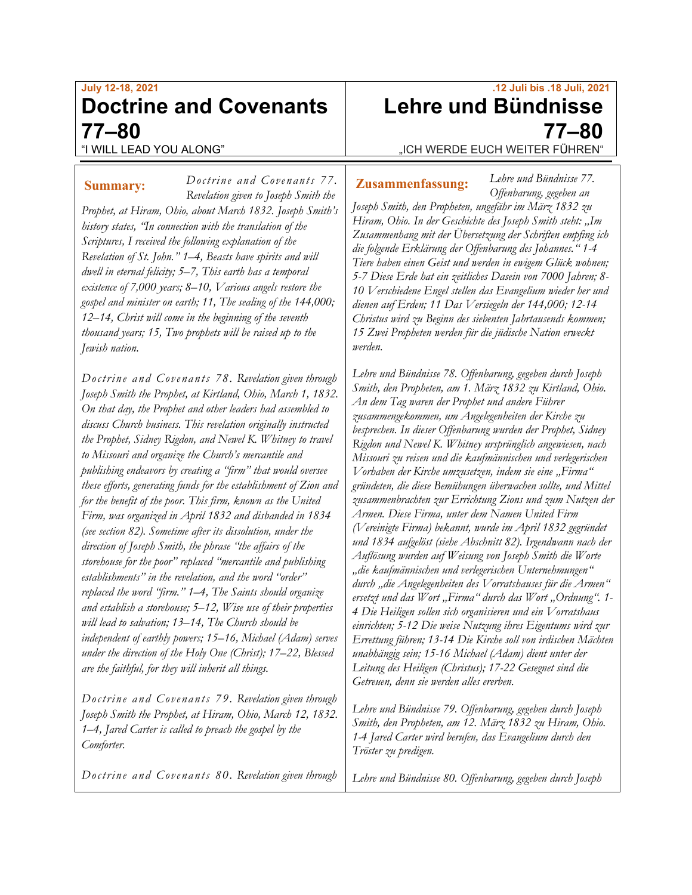July 12-18, 2021

# Doctrine and Covenants 77–80

"I WILL LEAD YOU ALONG"

**Summary:** *Doctrine and Covenants 77. Revelation given to Joseph Smith the Prophet, at Hiram, Ohio, about March 1832. Joseph Smith's history states, "In connection with the translation of the Scriptures, I received the following explanation of the Revelation of St. John." 1–4, Beasts have spirits and will dwell in eternal felicity; 5–7, This earth has a temporal existence of 7,000 years; 8–10, Various angels restore the gospel and minister on earth; 11, The sealing of the 144,000; 12–14, Christ will come in the beginning of the seventh thousand years; 15, Two prophets will be raised up to the Jewish nation.*

*Doctrine and Covenants 78. Revelation given through Joseph Smith the Prophet, at Kirtland, Ohio, March 1, 1832. On that day, the Prophet and other leaders had assembled to discuss Church business. This revelation originally instructed the Prophet, Sidney Rigdon, and Newel K. Whitney to travel to Missouri and organize the Church's mercantile and publishing endeavors by creating a "firm" that would oversee these efforts, generating funds for the establishment of Zion and for the benefit of the poor. This firm, known as the United Firm, was organized in April 1832 and disbanded in 1834 (see section 82). Sometime after its dissolution, under the direction of Joseph Smith, the phrase "the affairs of the storehouse for the poor" replaced "mercantile and publishing establishments" in the revelation, and the word "order" replaced the word "firm." 1–4, The Saints should organize and establish a storehouse; 5–12, Wise use of their properties will lead to salvation; 13–14, The Church should be independent of earthly powers; 15–16, Michael (Adam) serves under the direction of the Holy One (Christ); 17–22, Blessed are the faithful, for they will inherit all things.*

*Doctrine and Covenants 79. Revelation given through Joseph Smith the Prophet, at Hiram, Ohio, March 12, 1832. 1–4, Jared Carter is called to preach the gospel by the Comforter.*

*Doctrine and Covenants 80. Revelation given through*

.12 Juli bis .18 Juli, 2021

# Lehre und Bündnisse 77–80

„ICH WERDE EUCH WEITER FÜHREN"

**Zusammenfassung:** *Lehre und Bündnisse 77. Offenbarung, gegeben an Joseph Smith, den Propheten, ungefähr im März 1832 zu Hiram, Ohio. In der Geschichte des Joseph Smith steht: „Im Zusammenhang mit der Übersetzung der Schriften empfing ich die folgende Erklärung der Offenbarung des Johannes." 1-4 Tiere haben einen Geist und werden in ewigem Glück wohnen; 5-7 Diese Erde hat ein zeitliches Dasein von 7000 Jahren; 8-10 Verschiedene Engel stellen das Evangelium wieder her und dienen auf Erden; 11 Das Versiegeln der 144,000; 12-14 Christus wird zu Beginn des siebenten Jahrtausends kommen; 15 Zwei Propheten werden für die jüdische Nation erweckt werden.*

*Lehre und Bündnisse 78. Offenbarung, gegeben durch Joseph Smith, den Propheten, am 1. März 1832 zu Kirtland, Ohio. An dem Tag waren der Prophet und andere Führer zusammengekommen, um Angelegenheiten der Kirche zu besprechen. In dieser Offenbarung wurden der Prophet, Sidney Rigdon und Newel K. Whitney ursprünglich angewiesen, nach Missouri zu reisen und die kaufmännischen und verlegerischen Vorhaben der Kirche umzusetzen, indem sie eine „Firma" gründeten, die diese Bemühungen überwachen sollte, und Mittel zusammenbrachten zur Errichtung Zions und zum Nutzen der Armen. Diese Firma, unter dem Namen United Firm (Vereinigte Firma) bekannt, wurde im April 1832 gegründet und 1834 aufgelöst (siehe Abschnitt 82). Irgendwann nach der Auflösung wurden auf Weisung von Joseph Smith die Worte „die kaufmännischen und verlegerischen Unternehmungen" durch „die Angelegenheiten des Vorratshauses für die Armen" ersetzt und das Wort „Firma" durch das Wort „Ordnung". 1-4 Die Heiligen sollen sich organisieren und ein Vorratshaus einrichten; 5-12 Die weise Nutzung ihres Eigentums wird zur Errettung führen; 13-14 Die Kirche soll von irdischen Mächten unabhängig sein; 15-16 Michael (Adam) dient unter der Leitung des Heiligen (Christus); 17-22 Gesegnet sind die Getreuen, denn sie werden alles ererben.*

*Lehre und Bündnisse 79. Offenbarung, gegeben durch Joseph Smith, den Propheten, am 12. März 1832 zu Hiram, Ohio. 1-4 Jared Carter wird berufen, das Evangelium durch den Tröster zu predigen.*

*Lehre und Bündnisse 80. Offenbarung, gegeben durch Joseph*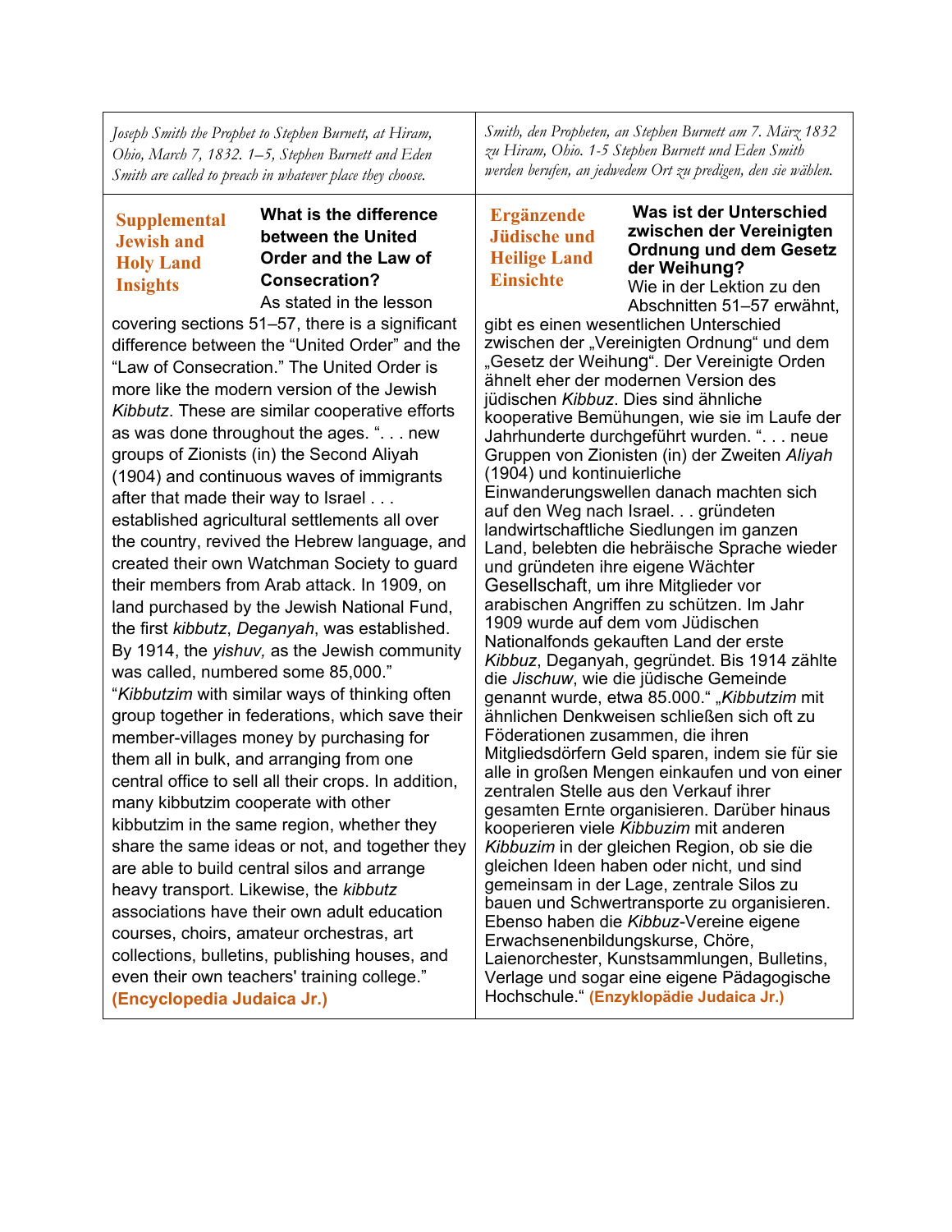| *Joseph Smith the Prophet to Stephen Burnett, at Hiram, Ohio, March 7, 1832. 1–5, Stephen Burnett and Eden Smith are called to preach in whatever place they choose.* | *Smith, den Propheten, an Stephen Burnett am 7. März 1832 zu Hiram, Ohio. 1-5 Stephen Burnett und Eden Smith werden berufen, an jedwedem Ort zu predigen, den sie wählen.* |
|---|---|
| **Supplemental Jewish and Holy Land Insights** **What is the difference between the United Order and the Law of Consecration?** As stated in the lesson covering sections 51–57, there is a significant difference between the "United Order" and the "Law of Consecration." The United Order is more like the modern version of the Jewish *Kibbutz*. These are similar cooperative efforts as was done throughout the ages. ". . . new groups of Zionists (in) the Second Aliyah (1904) and continuous waves of immigrants after that made their way to Israel . . . established agricultural settlements all over the country, revived the Hebrew language, and created their own Watchman Society to guard their members from Arab attack. In 1909, on land purchased by the Jewish National Fund, the first *kibbutz*, *Deganyah*, was established. By 1914, the *yishuv,* as the Jewish community was called, numbered some 85,000." "*Kibbutzim* with similar ways of thinking often group together in federations, which save their member-villages money by purchasing for them all in bulk, and arranging from one central office to sell all their crops. In addition, many kibbutzim cooperate with other kibbutzim in the same region, whether they share the same ideas or not, and together they are able to build central silos and arrange heavy transport. Likewise, the *kibbutz* associations have their own adult education courses, choirs, amateur orchestras, art collections, bulletins, publishing houses, and even their own teachers' training college." **(Encyclopedia Judaica Jr.)** | **Ergänzende Jüdische und Heilige Land Einsichte** **Was ist der Unterschied zwischen der Vereinigten Ordnung und dem Gesetz der Weihung?** Wie in der Lektion zu den Abschnitten 51–57 erwähnt, gibt es einen wesentlichen Unterschied zwischen der „Vereinigten Ordnung" und dem „Gesetz der Weihung". Der Vereinigte Orden ähnelt eher der modernen Version des jüdischen *Kibbuz*. Dies sind ähnliche kooperative Bemühungen, wie sie im Laufe der Jahrhunderte durchgeführt wurden. ". . . neue Gruppen von Zionisten (in) der Zweiten *Aliyah* (1904) und kontinuierliche Einwanderungswellen danach machten sich auf den Weg nach Israel. . . gründeten landwirtschaftliche Siedlungen im ganzen Land, belebten die hebräische Sprache wieder und gründeten ihre eigene Wächter Gesellschaft, um ihre Mitglieder vor arabischen Angriffen zu schützen. Im Jahr 1909 wurde auf dem vom Jüdischen Nationalfonds gekauften Land der erste *Kibbuz*, Deganyah, gegründet. Bis 1914 zählte die *Jischuw*, wie die jüdische Gemeinde genannt wurde, etwa 85.000." „*Kibbutzim* mit ähnlichen Denkweisen schließen sich oft zu Föderationen zusammen, die ihren Mitgliedsdörfern Geld sparen, indem sie für sie alle in großen Mengen einkaufen und von einer zentralen Stelle aus den Verkauf ihrer gesamten Ernte organisieren. Darüber hinaus kooperieren viele *Kibbuzim* mit anderen *Kibbuzim* in der gleichen Region, ob sie die gleichen Ideen haben oder nicht, und sind gemeinsam in der Lage, zentrale Silos zu bauen und Schwertransporte zu organisieren. Ebenso haben die *Kibbuz*-Vereine eigene Erwachsenenbildungskurse, Chöre, Laienorchester, Kunstsammlungen, Bulletins, Verlage und sogar eine eigene Pädagogische Hochschule." **(Enzyklopädie Judaica Jr.)** |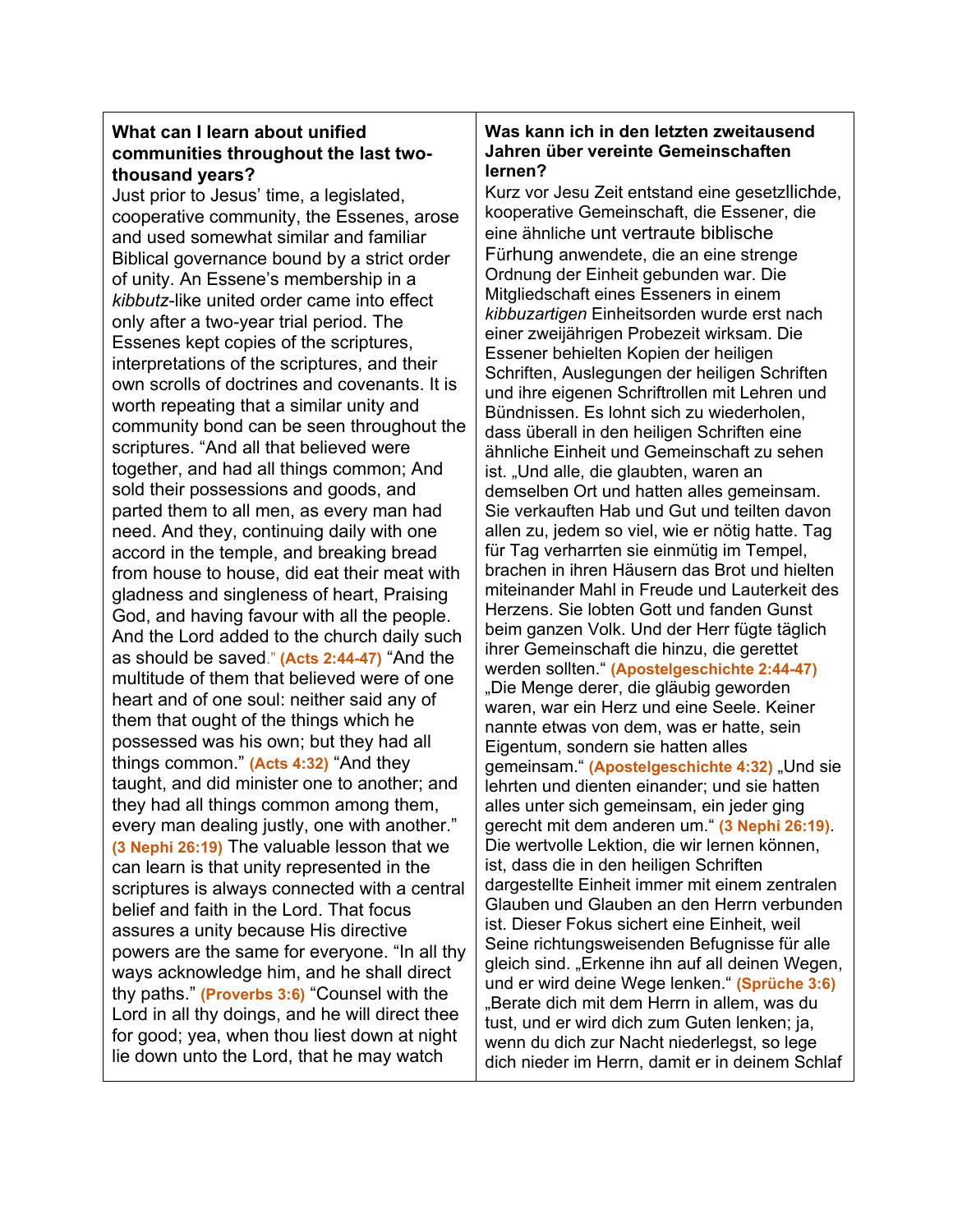| **What can I learn about unified communities throughout the last two-thousand years?** | **Was kann ich in den letzten zweitausend Jahren über vereinte Gemeinschaften lernen?** |
| --- | --- |
| Just prior to Jesus' time, a legislated, cooperative community, the Essenes, arose and used somewhat similar and familiar Biblical governance bound by a strict order of unity. An Essene's membership in a *kibbutz*-like united order came into effect only after a two-year trial period. The Essenes kept copies of the scriptures, interpretations of the scriptures, and their own scrolls of doctrines and covenants. It is worth repeating that a similar unity and community bond can be seen throughout the scriptures. "And all that believed were together, and had all things common; And sold their possessions and goods, and parted them to all men, as every man had need. And they, continuing daily with one accord in the temple, and breaking bread from house to house, did eat their meat with gladness and singleness of heart, Praising God, and having favour with all the people. And the Lord added to the church daily such as should be saved." **(Acts 2:44-47)** "And the multitude of them that believed were of one heart and of one soul: neither said any of them that ought of the things which he possessed was his own; but they had all things common." **(Acts 4:32)** "And they taught, and did minister one to another; and they had all things common among them, every man dealing justly, one with another." **(3 Nephi 26:19)** The valuable lesson that we can learn is that unity represented in the scriptures is always connected with a central belief and faith in the Lord. That focus assures a unity because His directive powers are the same for everyone. "In all thy ways acknowledge him, and he shall direct thy paths." **(Proverbs 3:6)** "Counsel with the Lord in all thy doings, and he will direct thee for good; yea, when thou liest down at night lie down unto the Lord, that he may watch | Kurz vor Jesu Zeit entstand eine gesetzllichde, kooperative Gemeinschaft, die Essener, die eine ähnliche unt vertraute biblische Fürhung anwendete, die an eine strenge Ordnung der Einheit gebunden war. Die Mitgliedschaft eines Esseners in einem *kibbuzartigen* Einheitsorden wurde erst nach einer zweijährigen Probezeit wirksam. Die Essener behielten Kopien der heiligen Schriften, Auslegungen der heiligen Schriften und ihre eigenen Schriftrollen mit Lehren und Bündnissen. Es lohnt sich zu wiederholen, dass überall in den heiligen Schriften eine ähnliche Einheit und Gemeinschaft zu sehen ist. „Und alle, die glaubten, waren an demselben Ort und hatten alles gemeinsam. Sie verkauften Hab und Gut und teilten davon allen zu, jedem so viel, wie er nötig hatte. Tag für Tag verharrten sie einmütig im Tempel, brachen in ihren Häusern das Brot und hielten miteinander Mahl in Freude und Lauterkeit des Herzens. Sie lobten Gott und fanden Gunst beim ganzen Volk. Und der Herr fügte täglich ihrer Gemeinschaft die hinzu, die gerettet werden sollten." **(Apostelgeschichte 2:44-47)** „Die Menge derer, die gläubig geworden waren, war ein Herz und eine Seele. Keiner nannte etwas von dem, was er hatte, sein Eigentum, sondern sie hatten alles gemeinsam." **(Apostelgeschichte 4:32)** „Und sie lehrten und dienten einander; und sie hatten alles unter sich gemeinsam, ein jeder ging gerecht mit dem anderen um." **(3 Nephi 26:19)**. Die wertvolle Lektion, die wir lernen können, ist, dass die in den heiligen Schriften dargestellte Einheit immer mit einem zentralen Glauben und Glauben an den Herrn verbunden ist. Dieser Fokus sichert eine Einheit, weil Seine richtungsweisenden Befugnisse für alle gleich sind. „Erkenne ihn auf all deinen Wegen, und er wird deine Wege lenken." **(Sprüche 3:6)** „Berate dich mit dem Herrn in allem, was du tust, und er wird dich zum Guten lenken; ja, wenn du dich zur Nacht niederlegst, so lege dich nieder im Herrn, damit er in deinem Schlaf |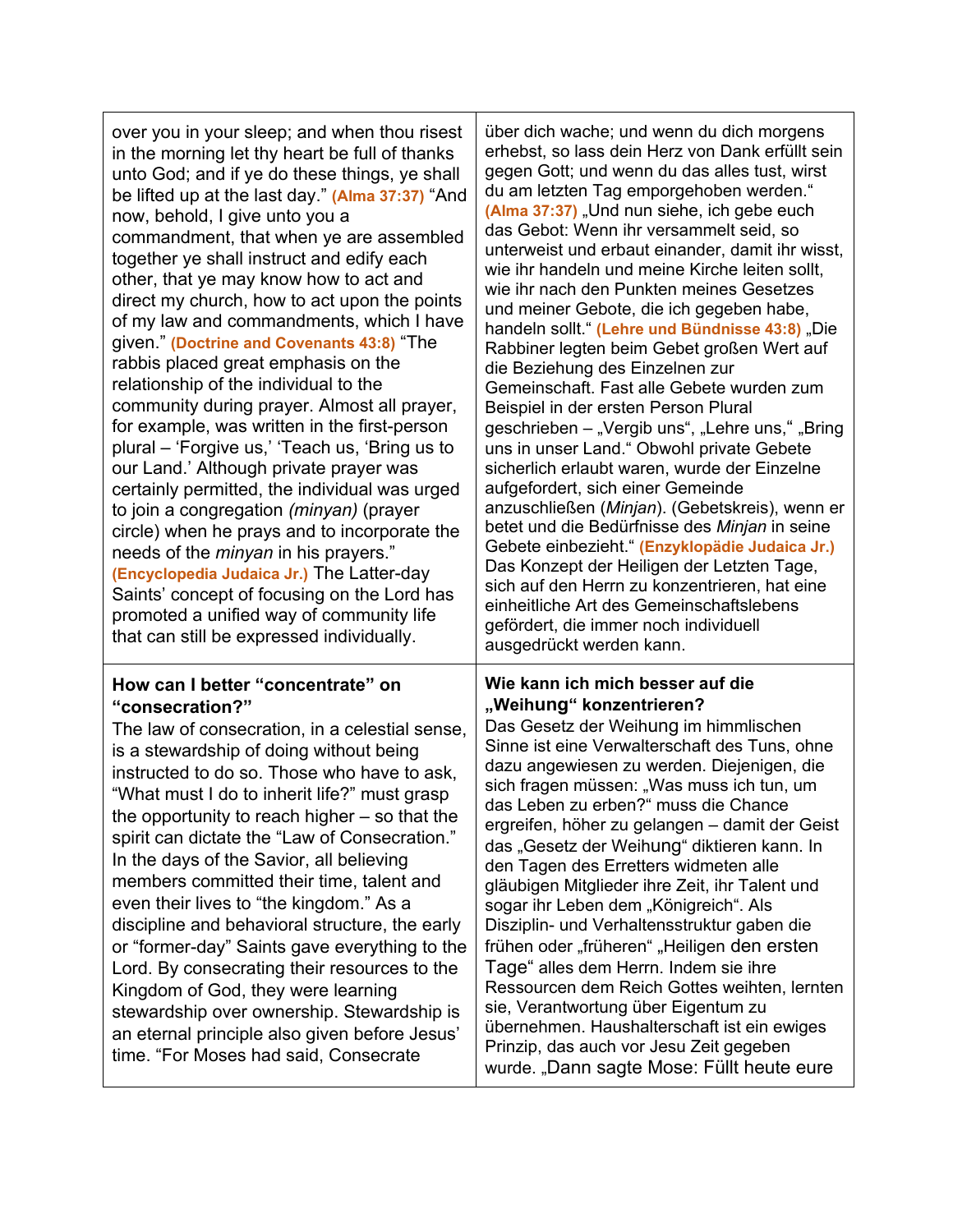| | |
|---|---|
| over you in your sleep; and when thou risest in the morning let thy heart be full of thanks unto God; and if ye do these things, ye shall be lifted up at the last day." **(Alma 37:37)** "And now, behold, I give unto you a commandment, that when ye are assembled together ye shall instruct and edify each other, that ye may know how to act and direct my church, how to act upon the points of my law and commandments, which I have given." **(Doctrine and Covenants 43:8)** "The rabbis placed great emphasis on the relationship of the individual to the community during prayer. Almost all prayer, for example, was written in the first-person plural – 'Forgive us,' 'Teach us, 'Bring us to our Land.' Although private prayer was certainly permitted, the individual was urged to join a congregation *(minyan)* (prayer circle) when he prays and to incorporate the needs of the *minyan* in his prayers." **(Encyclopedia Judaica Jr.)** The Latter-day Saints' concept of focusing on the Lord has promoted a unified way of community life that can still be expressed individually. | über dich wache; und wenn du dich morgens erhebst, so lass dein Herz von Dank erfüllt sein gegen Gott; und wenn du das alles tust, wirst du am letzten Tag emporgehoben werden." **(Alma 37:37)** „Und nun siehe, ich gebe euch das Gebot: Wenn ihr versammelt seid, so unterweist und erbaut einander, damit ihr wisst, wie ihr handeln und meine Kirche leiten sollt, wie ihr nach den Punkten meines Gesetzes und meiner Gebote, die ich gegeben habe, handeln sollt." **(Lehre und Bündnisse 43:8)** „Die Rabbiner legten beim Gebet großen Wert auf die Beziehung des Einzelnen zur Gemeinschaft. Fast alle Gebete wurden zum Beispiel in der ersten Person Plural geschrieben – „Vergib uns", „Lehre uns," „Bring uns in unser Land." Obwohl private Gebete sicherlich erlaubt waren, wurde der Einzelne aufgefordert, sich einer Gemeinde anzuschließen (*Minjan*). (Gebetskreis), wenn er betet und die Bedürfnisse des *Minjan* in seine Gebete einbezieht." **(Enzyklopädie Judaica Jr.)** Das Konzept der Heiligen der Letzten Tage, sich auf den Herrn zu konzentrieren, hat eine einheitliche Art des Gemeinschaftslebens gefördert, die immer noch individuell ausgedrückt werden kann. |
| **How can I better "concentrate" on "consecration?"** The law of consecration, in a celestial sense, is a stewardship of doing without being instructed to do so. Those who have to ask, "What must I do to inherit life?" must grasp the opportunity to reach higher – so that the spirit can dictate the "Law of Consecration." In the days of the Savior, all believing members committed their time, talent and even their lives to "the kingdom." As a discipline and behavioral structure, the early or "former-day" Saints gave everything to the Lord. By consecrating their resources to the Kingdom of God, they were learning stewardship over ownership. Stewardship is an eternal principle also given before Jesus' time. "For Moses had said, Consecrate | **Wie kann ich mich besser auf die „Weihung" konzentrieren?** Das Gesetz der Weihung im himmlischen Sinne ist eine Verwalterschaft des Tuns, ohne dazu angewiesen zu werden. Diejenigen, die sich fragen müssen: „Was muss ich tun, um das Leben zu erben?" muss die Chance ergreifen, höher zu gelangen – damit der Geist das „Gesetz der Weihung" diktieren kann. In den Tagen des Erretters widmeten alle gläubigen Mitglieder ihre Zeit, ihr Talent und sogar ihr Leben dem „Königreich". Als Disziplin- und Verhaltensstruktur gaben die frühen oder „früheren" „Heiligen den ersten Tage" alles dem Herrn. Indem sie ihre Ressourcen dem Reich Gottes weihten, lernten sie, Verantwortung über Eigentum zu übernehmen. Haushalterschaft ist ein ewiges Prinzip, das auch vor Jesu Zeit gegeben wurde. „Dann sagte Mose: Füllt heute eure |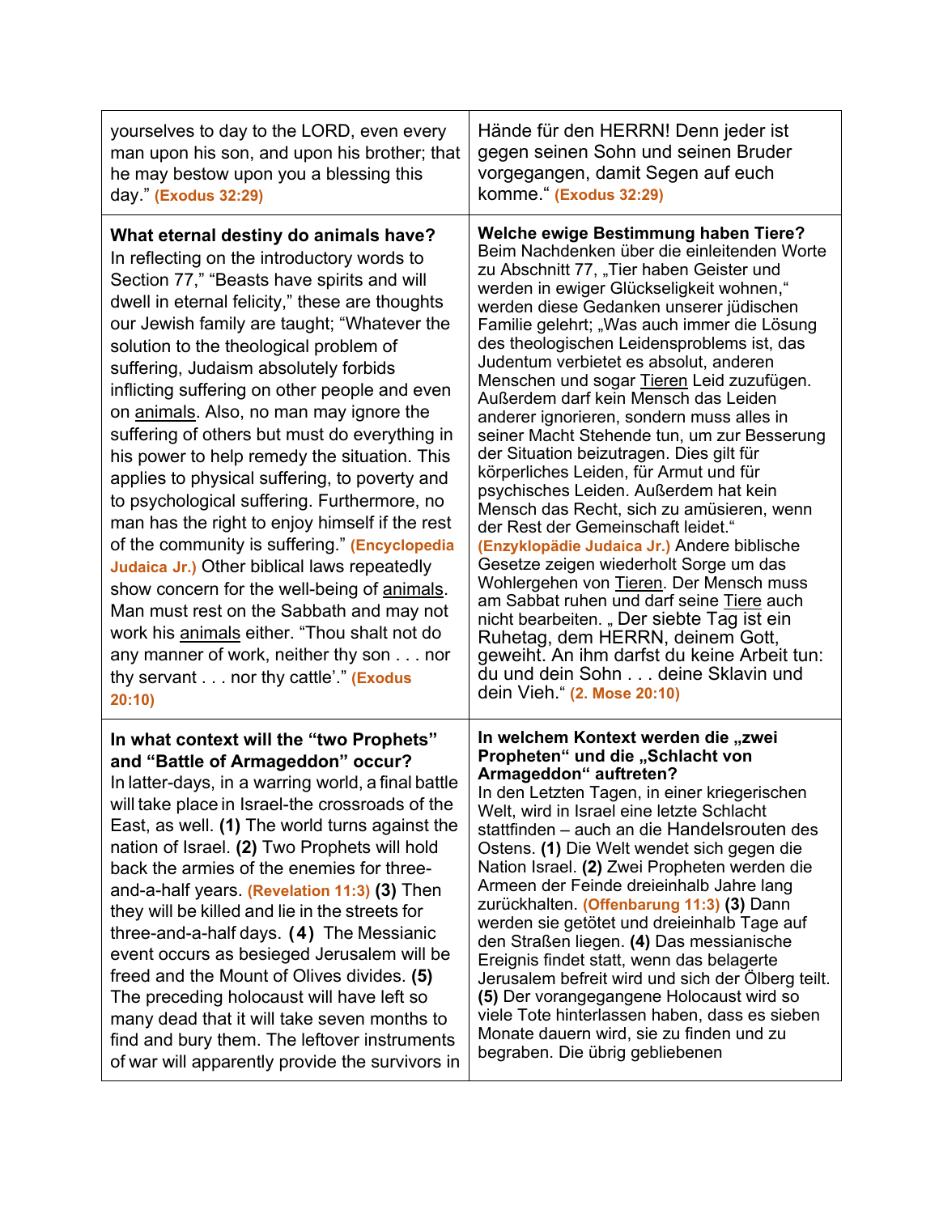| | |
|---|---|
| yourselves to day to the LORD, even every man upon his son, and upon his brother; that he may bestow upon you a blessing this day." **(Exodus 32:29)** | Hände für den HERRN! Denn jeder ist gegen seinen Sohn und seinen Bruder vorgegangen, damit Segen auf euch komme." **(Exodus 32:29)** |
| **What eternal destiny do animals have?** In reflecting on the introductory words to Section 77," "Beasts have spirits and will dwell in eternal felicity," these are thoughts our Jewish family are taught; "Whatever the solution to the theological problem of suffering, Judaism absolutely forbids inflicting suffering on other people and even on animals. Also, no man may ignore the suffering of others but must do everything in his power to help remedy the situation. This applies to physical suffering, to poverty and to psychological suffering. Furthermore, no man has the right to enjoy himself if the rest of the community is suffering." **(Encyclopedia Judaica Jr.)** Other biblical laws repeatedly show concern for the well-being of animals. Man must rest on the Sabbath and may not work his animals either. "Thou shalt not do any manner of work, neither thy son . . . nor thy servant . . . nor thy cattle'." **(Exodus 20:10)** | **Welche ewige Bestimmung haben Tiere?** Beim Nachdenken über die einleitenden Worte zu Abschnitt 77, „Tier haben Geister und werden in ewiger Glückseligkeit wohnen," werden diese Gedanken unserer jüdischen Familie gelehrt; „Was auch immer die Lösung des theologischen Leidensproblems ist, das Judentum verbietet es absolut, anderen Menschen und sogar Tieren Leid zuzufügen. Außerdem darf kein Mensch das Leiden anderer ignorieren, sondern muss alles in seiner Macht Stehende tun, um zur Besserung der Situation beizutragen. Dies gilt für körperliches Leiden, für Armut und für psychisches Leiden. Außerdem hat kein Mensch das Recht, sich zu amüsieren, wenn der Rest der Gemeinschaft leidet." **(Enzyklopädie Judaica Jr.)** Andere biblische Gesetze zeigen wiederholt Sorge um das Wohlergehen von Tieren. Der Mensch muss am Sabbat ruhen und darf seine Tiere auch nicht bearbeiten. „ Der siebte Tag ist ein Ruhetag, dem HERRN, deinem Gott, geweiht. An ihm darfst du keine Arbeit tun: du und dein Sohn . . . deine Sklavin und dein Vieh." **(2. Mose 20:10)** |
| **In what context will the "two Prophets" and "Battle of Armageddon" occur?** In latter-days, in a warring world, a final battle will take place in Israel-the crossroads of the East, as well. **(1)** The world turns against the nation of Israel. **(2)** Two Prophets will hold back the armies of the enemies for three-and-a-half years. **(Revelation 11:3)** **(3)** Then they will be killed and lie in the streets for three-and-a-half days. **(4)** The Messianic event occurs as besieged Jerusalem will be freed and the Mount of Olives divides. **(5)** The preceding holocaust will have left so many dead that it will take seven months to find and bury them. The leftover instruments of war will apparently provide the survivors in | **In welchem Kontext werden die „zwei Propheten" und die „Schlacht von Armageddon" auftreten?** In den Letzten Tagen, in einer kriegerischen Welt, wird in Israel eine letzte Schlacht stattfinden – auch an die Handelsrouten des Ostens. **(1)** Die Welt wendet sich gegen die Nation Israel. **(2)** Zwei Propheten werden die Armeen der Feinde dreieinhalb Jahre lang zurückhalten. **(Offenbarung 11:3)** **(3)** Dann werden sie getötet und dreieinhalb Tage auf den Straßen liegen. **(4)** Das messianische Ereignis findet statt, wenn das belagerte Jerusalem befreit wird und sich der Ölberg teilt. **(5)** Der vorangegangene Holocaust wird so viele Tote hinterlassen haben, dass es sieben Monate dauern wird, sie zu finden und zu begraben. Die übrig gebliebenen |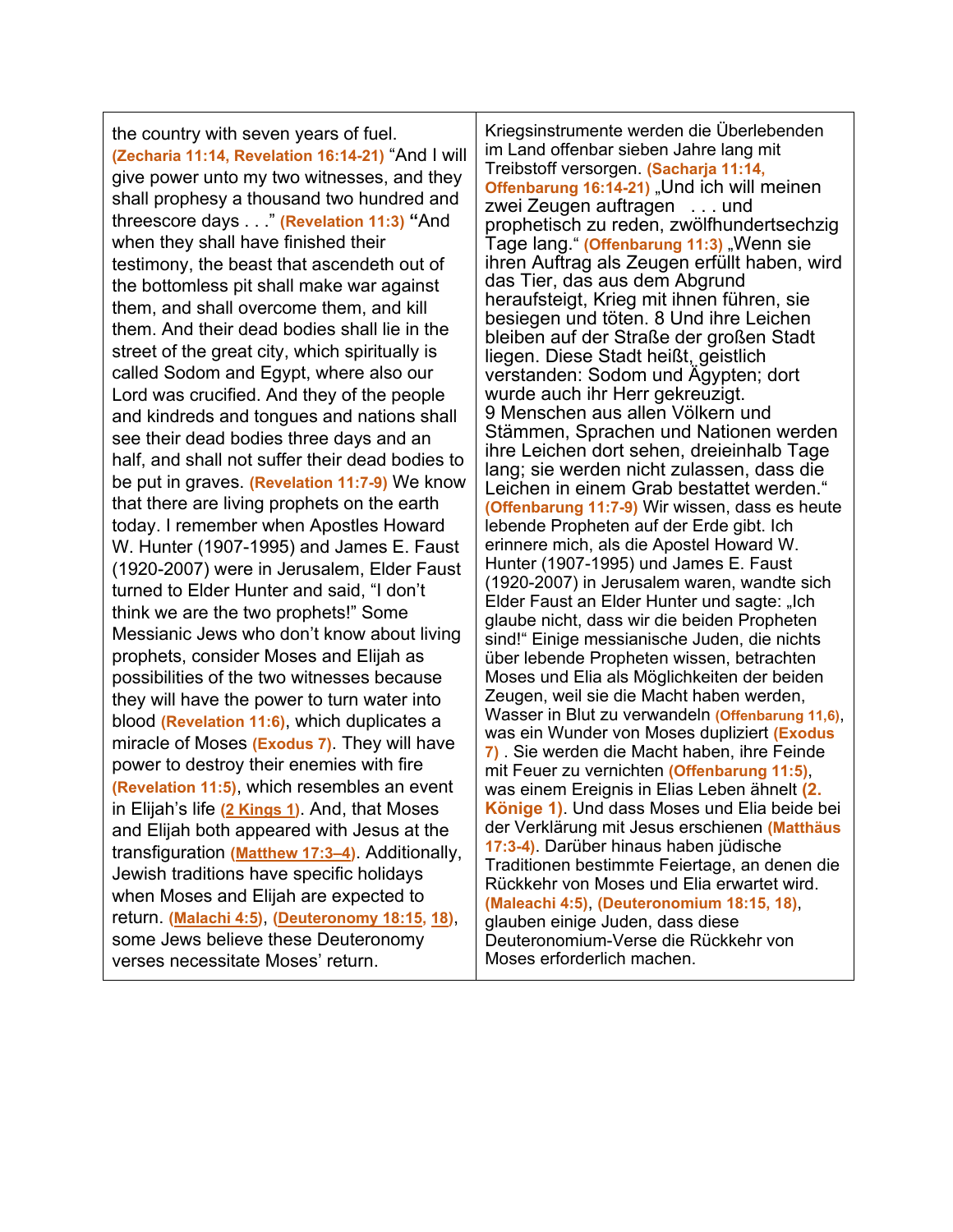| | |
|---|---|
| the country with seven years of fuel. **(Zecharia 11:14, Revelation 16:14-21)** "And I will give power unto my two witnesses, and they shall prophesy a thousand two hundred and threescore days . . ." **(Revelation 11:3)** **"**And when they shall have finished their testimony, the beast that ascendeth out of the bottomless pit shall make war against them, and shall overcome them, and kill them. And their dead bodies shall lie in the street of the great city, which spiritually is called Sodom and Egypt, where also our Lord was crucified. And they of the people and kindreds and tongues and nations shall see their dead bodies three days and an half, and shall not suffer their dead bodies to be put in graves. **(Revelation 11:7-9)** We know that there are living prophets on the earth today. I remember when Apostles Howard W. Hunter (1907-1995) and James E. Faust (1920-2007) were in Jerusalem, Elder Faust turned to Elder Hunter and said, "I don't think we are the two prophets!" Some Messianic Jews who don't know about living prophets, consider Moses and Elijah as possibilities of the two witnesses because they will have the power to turn water into blood **(Revelation 11:6)**, which duplicates a miracle of Moses **(Exodus 7)**. They will have power to destroy their enemies with fire **(Revelation 11:5)**, which resembles an event in Elijah's life **(2 Kings 1)**. And, that Moses and Elijah both appeared with Jesus at the transfiguration **(Matthew 17:3–4)**. Additionally, Jewish traditions have specific holidays when Moses and Elijah are expected to return. **(Malachi 4:5)**, **(Deuteronomy 18:15, 18)**, some Jews believe these Deuteronomy verses necessitate Moses' return. | Kriegsinstrumente werden die Überlebenden im Land offenbar sieben Jahre lang mit Treibstoff versorgen. **(Sacharja 11:14, Offenbarung 16:14-21)** „Und ich will meinen zwei Zeugen auftragen . . . und prophetisch zu reden, zwölfhundertsechzig Tage lang." **(Offenbarung 11:3)** „Wenn sie ihren Auftrag als Zeugen erfüllt haben, wird das Tier, das aus dem Abgrund heraufsteigt, Krieg mit ihnen führen, sie besiegen und töten. 8 Und ihre Leichen bleiben auf der Straße der großen Stadt liegen. Diese Stadt heißt, geistlich verstanden: Sodom und Ägypten; dort wurde auch ihr Herr gekreuzigt. 9 Menschen aus allen Völkern und Stämmen, Sprachen und Nationen werden ihre Leichen dort sehen, dreieinhalb Tage lang; sie werden nicht zulassen, dass die Leichen in einem Grab bestattet werden." **(Offenbarung 11:7-9)** Wir wissen, dass es heute lebende Propheten auf der Erde gibt. Ich erinnere mich, als die Apostel Howard W. Hunter (1907-1995) und James E. Faust (1920-2007) in Jerusalem waren, wandte sich Elder Faust an Elder Hunter und sagte: „Ich glaube nicht, dass wir die beiden Propheten sind!" Einige messianische Juden, die nichts über lebende Propheten wissen, betrachten Moses und Elia als Möglichkeiten der beiden Zeugen, weil sie die Macht haben werden, Wasser in Blut zu verwandeln **(Offenbarung 11,6)**, was ein Wunder von Moses dupliziert **(Exodus 7)** . Sie werden die Macht haben, ihre Feinde mit Feuer zu vernichten **(Offenbarung 11:5)**, was einem Ereignis in Elias Leben ähnelt **(2. Könige 1)**. Und dass Moses und Elia beide bei der Verklärung mit Jesus erschienen **(Matthäus 17:3-4)**. Darüber hinaus haben jüdische Traditionen bestimmte Feiertage, an denen die Rückkehr von Moses und Elia erwartet wird. **(Maleachi 4:5)**, **(Deuteronomium 18:15, 18)**, glauben einige Juden, dass diese Deuteronomium-Verse die Rückkehr von Moses erforderlich machen. |